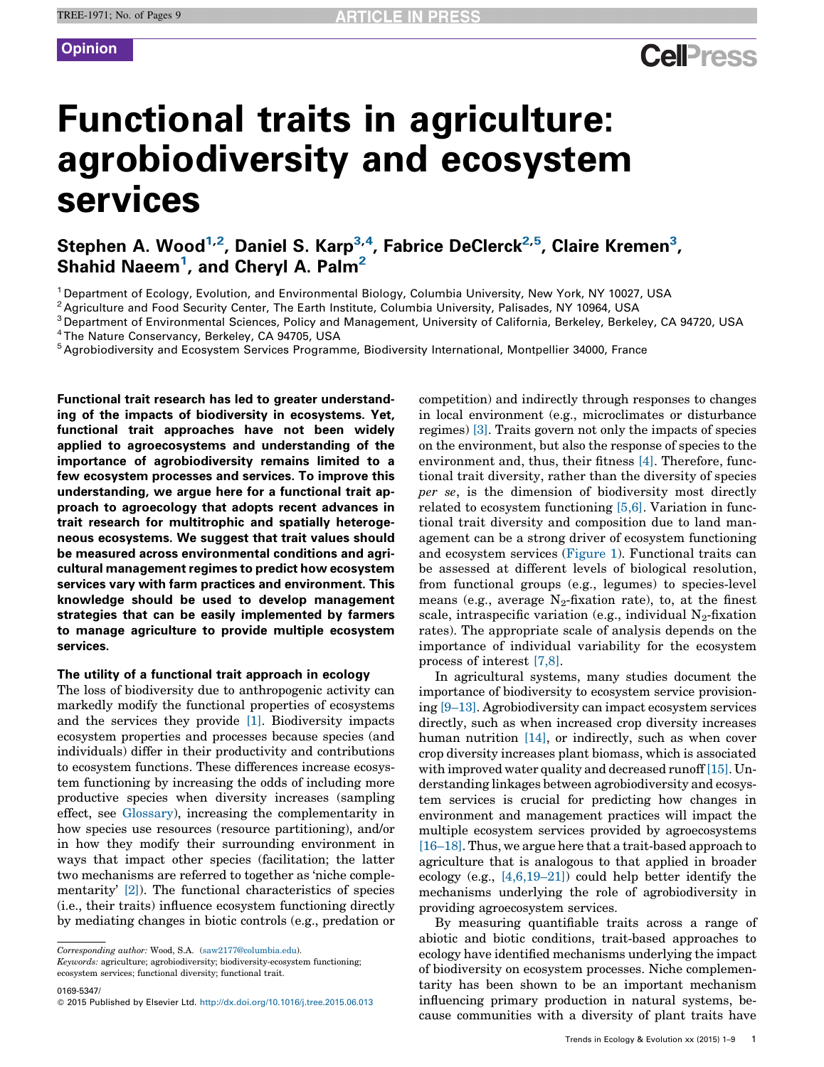Opinion

# Functional traits in agriculture: agrobiodiversity and ecosystem services

Stephen A. Wood[1,2], Daniel S. Karp[3,4], Fabrice DeClerck[2,5], Claire Kremen[3], Shahid Naeem[1], and Cheryl A. Palm[2]

[1] Department of Ecology, Evolution, and Environmental Biology, Columbia University, New York, NY 10027, USA
[2] Agriculture and Food Security Center, The Earth Institute, Columbia University, Palisades, NY 10964, USA
[3] Department of Environmental Sciences, Policy and Management, University of California, Berkeley, Berkeley, CA 94720, USA
[4] The Nature Conservancy, Berkeley, CA 94705, USA
[5] Agrobiodiversity and Ecosystem Services Programme, Biodiversity International, Montpellier 34000, France

**Functional trait research has led to greater understanding of the impacts of biodiversity in ecosystems. Yet, functional trait approaches have not been widely applied to agroecosystems and understanding of the importance of agrobiodiversity remains limited to a few ecosystem processes and services. To improve this understanding, we argue here for a functional trait approach to agroecology that adopts recent advances in trait research for multitrophic and spatially heterogeneous ecosystems. We suggest that trait values should be measured across environmental conditions and agricultural management regimes to predict how ecosystem services vary with farm practices and environment. This knowledge should be used to develop management strategies that can be easily implemented by farmers to manage agriculture to provide multiple ecosystem services.**

## The utility of a functional trait approach in ecology

The loss of biodiversity due to anthropogenic activity can markedly modify the functional properties of ecosystems and the services they provide [1]. Biodiversity impacts ecosystem properties and processes because species (and individuals) differ in their productivity and contributions to ecosystem functions. These differences increase ecosystem functioning by increasing the odds of including more productive species when diversity increases (sampling effect, see Glossary), increasing the complementarity in how species use resources (resource partitioning), and/or in how they modify their surrounding environment in ways that impact other species (facilitation; the latter two mechanisms are referred to together as 'niche complementarity' [2]). The functional characteristics of species (i.e., their traits) influence ecosystem functioning directly by mediating changes in biotic controls (e.g., predation or competition) and indirectly through responses to changes in local environment (e.g., microclimates or disturbance regimes) [3]. Traits govern not only the impacts of species on the environment, but also the response of species to the environment and, thus, their fitness [4]. Therefore, functional trait diversity, rather than the diversity of species *per se*, is the dimension of biodiversity most directly related to ecosystem functioning [5,6]. Variation in functional trait diversity and composition due to land management can be a strong driver of ecosystem functioning and ecosystem services (Figure 1). Functional traits can be assessed at different levels of biological resolution, from functional groups (e.g., legumes) to species-level means (e.g., average $N_2$-fixation rate), to, at the finest scale, intraspecific variation (e.g., individual $N_2$-fixation rates). The appropriate scale of analysis depends on the importance of individual variability for the ecosystem process of interest [7,8].

In agricultural systems, many studies document the importance of biodiversity to ecosystem service provisioning [9–13]. Agrobiodiversity can impact ecosystem services directly, such as when increased crop diversity increases human nutrition [14], or indirectly, such as when increased cover crop diversity increases plant biomass, which is associated with improved water quality and decreased runoff [15]. Understanding linkages between agrobiodiversity and ecosystem services is crucial for predicting how changes in environment and management practices will impact the multiple ecosystem services provided by agroecosystems [16–18]. Thus, we argue here that a trait-based approach to agriculture that is analogous to that applied in broader ecology (e.g., [4,6,19–21]) could help better identify the mechanisms underlying the role of agrobiodiversity in providing agroecosystem services.

By measuring quantifiable traits across a range of abiotic and biotic conditions, trait-based approaches to ecology have identified mechanisms underlying the impact of biodiversity on ecosystem processes. Niche complementarity has been shown to be an important mechanism influencing primary production in natural systems, because communities with a diversity of plant traits have

---

*Corresponding author:* Wood, S.A. (saw2177@columbia.edu).
*Keywords:* agriculture; agrobiodiversity; biodiversity-ecosystem functioning; ecosystem services; functional diversity; functional trait.

0169-5347/
© 2015 Published by Elsevier Ltd. http://dx.doi.org/10.1016/j.tree.2015.06.013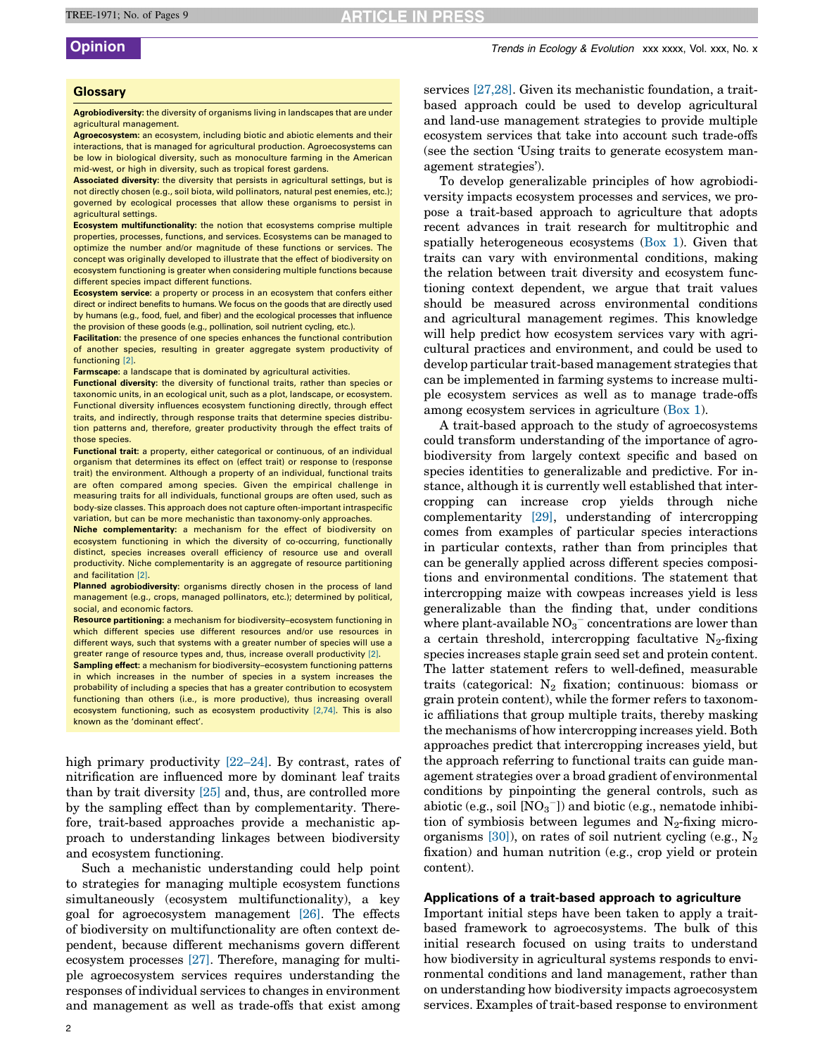## Glossary

**Agrobiodiversity:** the diversity of organisms living in landscapes that are under agricultural management.

**Agroecosystem:** an ecosystem, including biotic and abiotic elements and their interactions, that is managed for agricultural production. Agroecosystems can be low in biological diversity, such as monoculture farming in the American mid-west, or high in diversity, such as tropical forest gardens.

**Associated diversity:** the diversity that persists in agricultural settings, but is not directly chosen (e.g., soil biota, wild pollinators, natural pest enemies, etc.); governed by ecological processes that allow these organisms to persist in agricultural settings.

**Ecosystem multifunctionality:** the notion that ecosystems comprise multiple properties, processes, functions, and services. Ecosystems can be managed to optimize the number and/or magnitude of these functions or services. The concept was originally developed to illustrate that the effect of biodiversity on ecosystem functioning is greater when considering multiple functions because different species impact different functions.

**Ecosystem service:** a property or process in an ecosystem that confers either direct or indirect benefits to humans. We focus on the goods that are directly used by humans (e.g., food, fuel, and fiber) and the ecological processes that influence the provision of these goods (e.g., pollination, soil nutrient cycling, etc.).

**Facilitation:** the presence of one species enhances the functional contribution of another species, resulting in greater aggregate system productivity of functioning [2].

**Farmscape:** a landscape that is dominated by agricultural activities.

**Functional diversity:** the diversity of functional traits, rather than species or taxonomic units, in an ecological unit, such as a plot, landscape, or ecosystem. Functional diversity influences ecosystem functioning directly, through effect traits, and indirectly, through response traits that determine species distribution patterns and, therefore, greater productivity through the effect traits of those species.

**Functional trait:** a property, either categorical or continuous, of an individual organism that determines its effect on (effect trait) or response to (response trait) the environment. Although a property of an individual, functional traits are often compared among species. Given the empirical challenge in measuring traits for all individuals, functional groups are often used, such as body-size classes. This approach does not capture often-important intraspecific variation, but can be more mechanistic than taxonomy-only approaches.

**Niche complementarity:** a mechanism for the effect of biodiversity on ecosystem functioning in which the diversity of co-occurring, functionally distinct, species increases overall efficiency of resource use and overall productivity. Niche complementarity is an aggregate of resource partitioning and facilitation [2].

**Planned agrobiodiversity:** organisms directly chosen in the process of land management (e.g., crops, managed pollinators, etc.); determined by political, social, and economic factors.

**Resource partitioning:** a mechanism for biodiversity–ecosystem functioning in which different species use different resources and/or use resources in different ways, such that systems with a greater number of species will use a greater range of resource types and, thus, increase overall productivity [2].

**Sampling effect:** a mechanism for biodiversity–ecosystem functioning patterns in which increases in the number of species in a system increases the probability of including a species that has a greater contribution to ecosystem functioning than others (i.e., is more productive), thus increasing overall ecosystem functioning, such as ecosystem productivity [2,74]. This is also known as the 'dominant effect'.

high primary productivity [22–24]. By contrast, rates of nitrification are influenced more by dominant leaf traits than by trait diversity [25] and, thus, are controlled more by the sampling effect than by complementarity. Therefore, trait-based approaches provide a mechanistic approach to understanding linkages between biodiversity and ecosystem functioning.

Such a mechanistic understanding could help point to strategies for managing multiple ecosystem functions simultaneously (ecosystem multifunctionality), a key goal for agroecosystem management [26]. The effects of biodiversity on multifunctionality are often context dependent, because different mechanisms govern different ecosystem processes [27]. Therefore, managing for multiple agroecosystem services requires understanding the responses of individual services to changes in environment and management as well as trade-offs that exist among services [27,28]. Given its mechanistic foundation, a trait-based approach could be used to develop agricultural and land-use management strategies to provide multiple ecosystem services that take into account such trade-offs (see the section 'Using traits to generate ecosystem management strategies').

To develop generalizable principles of how agrobiodiversity impacts ecosystem processes and services, we propose a trait-based approach to agriculture that adopts recent advances in trait research for multitrophic and spatially heterogeneous ecosystems (Box 1). Given that traits can vary with environmental conditions, making the relation between trait diversity and ecosystem functioning context dependent, we argue that trait values should be measured across environmental conditions and agricultural management regimes. This knowledge will help predict how ecosystem services vary with agricultural practices and environment, and could be used to develop particular trait-based management strategies that can be implemented in farming systems to increase multiple ecosystem services as well as to manage trade-offs among ecosystem services in agriculture (Box 1).

A trait-based approach to the study of agroecosystems could transform understanding of the importance of agrobiodiversity from largely context specific and based on species identities to generalizable and predictive. For instance, although it is currently well established that intercropping can increase crop yields through niche complementarity [29], understanding of intercropping comes from examples of particular species interactions in particular contexts, rather than from principles that can be generally applied across different species compositions and environmental conditions. The statement that intercropping maize with cowpeas increases yield is less generalizable than the finding that, under conditions where plant-available $NO_3^-$ concentrations are lower than a certain threshold, intercropping facultative $N_2$-fixing species increases staple grain seed set and protein content. The latter statement refers to well-defined, measurable traits (categorical: $N_2$ fixation; continuous: biomass or grain protein content), while the former refers to taxonomic affiliations that group multiple traits, thereby masking the mechanisms of how intercropping increases yield. Both approaches predict that intercropping increases yield, but the approach referring to functional traits can guide management strategies over a broad gradient of environmental conditions by pinpointing the general controls, such as abiotic (e.g., soil $[NO_3^-]$) and biotic (e.g., nematode inhibition of symbiosis between legumes and $N_2$-fixing microorganisms [30]), on rates of soil nutrient cycling (e.g., $N_2$ fixation) and human nutrition (e.g., crop yield or protein content).

## Applications of a trait-based approach to agriculture

Important initial steps have been taken to apply a trait-based framework to agroecosystems. The bulk of this initial research focused on using traits to understand how biodiversity in agricultural systems responds to environmental conditions and land management, rather than on understanding how biodiversity impacts agroecosystem services. Examples of trait-based response to environment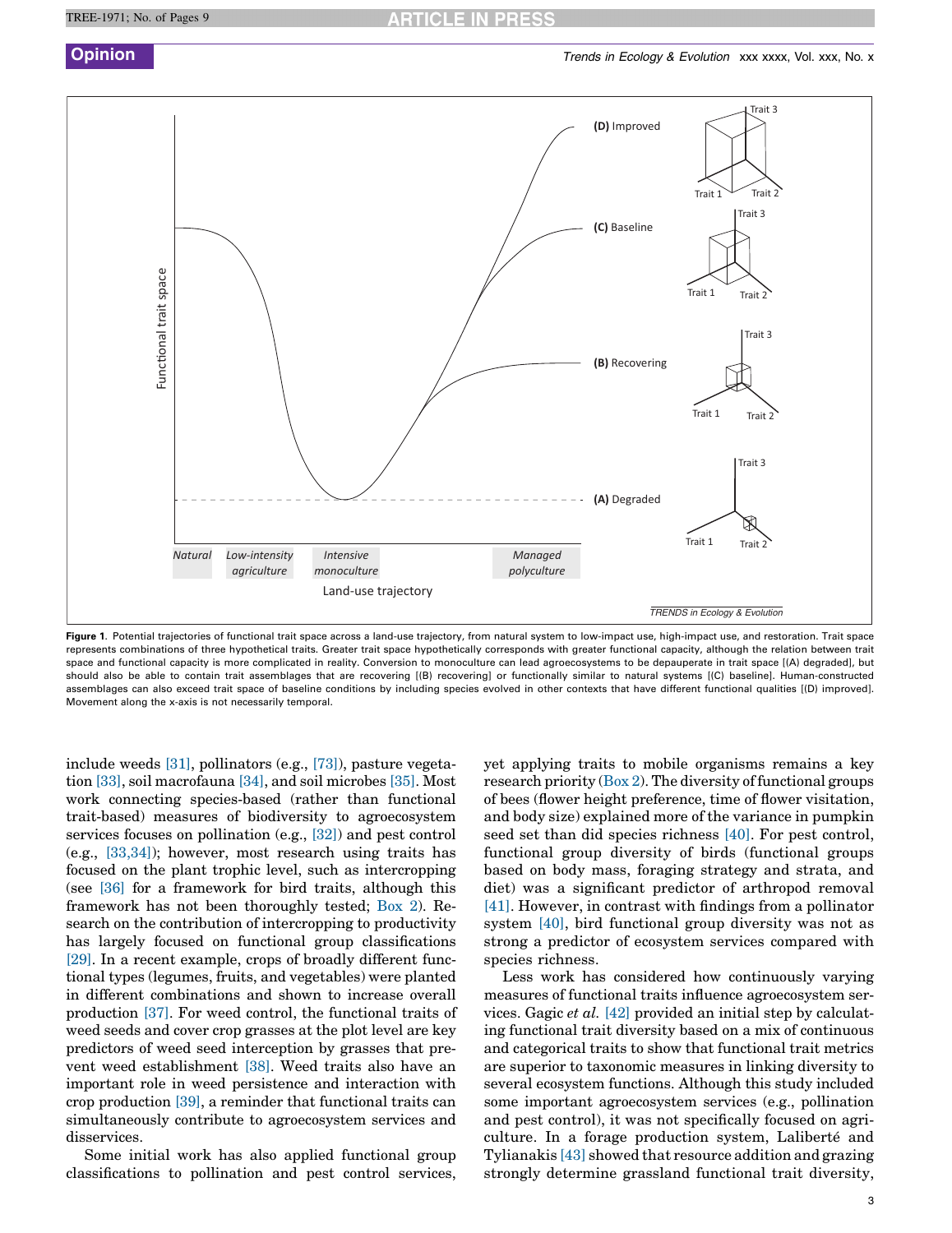**Figure 1.** Potential trajectories of functional trait space across a land-use trajectory, from natural system to low-impact use, high-impact use, and restoration. Trait space represents combinations of three hypothetical traits. Greater trait space hypothetically corresponds with greater functional capacity, although the relation between trait space and functional capacity is more complicated in reality. Conversion to monoculture can lead agroecosystems to be depauperate in trait space [(A) degraded], but should also be able to contain trait assemblages that are recovering [(B) recovering] or functionally similar to natural systems [(C) baseline]. Human-constructed assemblages can also exceed trait space of baseline conditions by including species evolved in other contexts that have different functional qualities [(D) improved]. Movement along the x-axis is not necessarily temporal.

include weeds [31], pollinators (e.g., [73]), pasture vegetation [33], soil macrofauna [34], and soil microbes [35]. Most work connecting species-based (rather than functional trait-based) measures of biodiversity to agroecosystem services focuses on pollination (e.g., [32]) and pest control (e.g., [33,34]); however, most research using traits has focused on the plant trophic level, such as intercropping (see [36] for a framework for bird traits, although this framework has not been thoroughly tested; Box 2). Research on the contribution of intercropping to productivity has largely focused on functional group classifications [29]. In a recent example, crops of broadly different functional types (legumes, fruits, and vegetables) were planted in different combinations and shown to increase overall production [37]. For weed control, the functional traits of weed seeds and cover crop grasses at the plot level are key predictors of weed seed interception by grasses that prevent weed establishment [38]. Weed traits also have an important role in weed persistence and interaction with crop production [39], a reminder that functional traits can simultaneously contribute to agroecosystem services and disservices.

Some initial work has also applied functional group classifications to pollination and pest control services, yet applying traits to mobile organisms remains a key research priority (Box 2). The diversity of functional groups of bees (flower height preference, time of flower visitation, and body size) explained more of the variance in pumpkin seed set than did species richness [40]. For pest control, functional group diversity of birds (functional groups based on body mass, foraging strategy and strata, and diet) was a significant predictor of arthropod removal [41]. However, in contrast with findings from a pollinator system [40], bird functional group diversity was not as strong a predictor of ecosystem services compared with species richness.

Less work has considered how continuously varying measures of functional traits influence agroecosystem services. Gagic *et al.* [42] provided an initial step by calculating functional trait diversity based on a mix of continuous and categorical traits to show that functional trait metrics are superior to taxonomic measures in linking diversity to several ecosystem functions. Although this study included some important agroecosystem services (e.g., pollination and pest control), it was not specifically focused on agriculture. In a forage production system, Laliberté and Tylianakis [43] showed that resource addition and grazing strongly determine grassland functional trait diversity,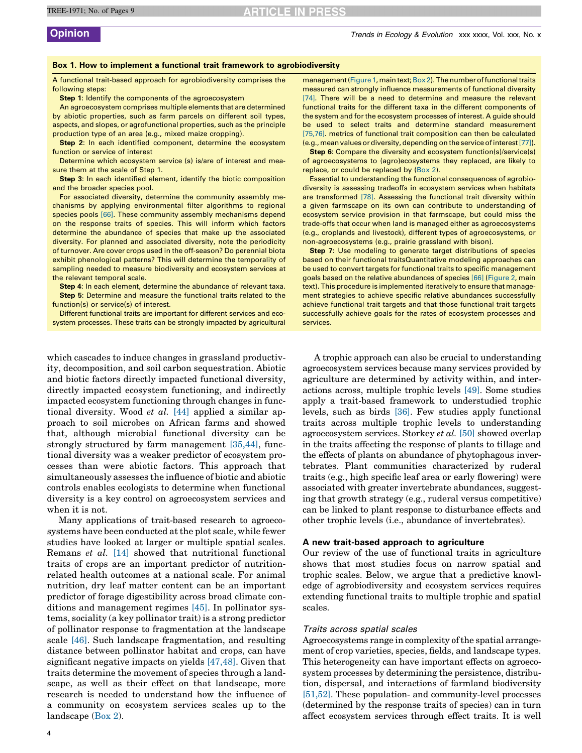**Box 1. How to implement a functional trait framework to agrobiodiversity**

A functional trait-based approach for agrobiodiversity comprises the following steps:

**Step 1**: Identify the components of the agroecosystem

An agroecosystem comprises multiple elements that are determined by abiotic properties, such as farm parcels on different soil types, aspects, and slopes, or agrofunctional properties, such as the principle production type of an area (e.g., mixed maize cropping).

**Step 2**: In each identified component, determine the ecosystem function or service of interest

Determine which ecosystem service (s) is/are of interest and measure them at the scale of Step 1.

**Step 3**: In each identified element, identify the biotic composition and the broader species pool.

For associated diversity, determine the community assembly mechanisms by applying environmental filter algorithms to regional species pools [66]. These community assembly mechanisms depend on the response traits of species. This will inform which factors determine the abundance of species that make up the associated diversity. For planned and associated diversity, note the periodicity of turnover. Are cover crops used in the off-season? Do perennial biota exhibit phenological patterns? This will determine the temporality of sampling needed to measure biodiversity and ecosystem services at the relevant temporal scale.

**Step 4**: In each element, determine the abundance of relevant taxa.

**Step 5**: Determine and measure the functional traits related to the function(s) or service(s) of interest.

Different functional traits are important for different services and ecosystem processes. These traits can be strongly impacted by agricultural management (Figure 1, main text; Box 2). The number of functional traits measured can strongly influence measurements of functional diversity [74]. There will be a need to determine and measure the relevant functional traits for the different taxa in the different components of the system and for the ecosystem processes of interest. A guide should be used to select traits and determine standard measurement [75,76]. metrics of functional trait composition can then be calculated (e.g., mean values or diversity, depending on the service of interest [77]).

**Step 6**: Compare the diversity and ecosystem function(s)/service(s) of agroecosystems to (agro)ecosystems they replaced, are likely to replace, or could be replaced by (Box 2).

Essential to understanding the functional consequences of agrobiodiversity is assessing tradeoffs in ecosystem services when habitats are transformed [78]. Assessing the functional trait diversity within a given farmscape on its own can contribute to understanding of ecosystem service provision in that farmscape, but could miss the trade-offs that occur when land is managed either as agroecosystems (e.g., croplands and livestock), different types of agroecosystems, or non-agroecosystems (e.g., prairie grassland with bison).

**Step 7**: Use modeling to generate target distributions of species based on their functional traitsQuantitative modeling approaches can be used to convert targets for functional traits to specific management goals based on the relative abundances of species [66] (Figure 2, main text). This procedure is implemented iteratively to ensure that management strategies to achieve specific relative abundances successfully achieve functional trait targets and that those functional trait targets successfully achieve goals for the rates of ecosystem processes and services.

which cascades to induce changes in grassland productivity, decomposition, and soil carbon sequestration. Abiotic and biotic factors directly impacted functional diversity, directly impacted ecosystem functioning, and indirectly impacted ecosystem functioning through changes in functional diversity. Wood *et al.* [44] applied a similar approach to soil microbes on African farms and showed that, although microbial functional diversity can be strongly structured by farm management [35,44], functional diversity was a weaker predictor of ecosystem processes than were abiotic factors. This approach that simultaneously assesses the influence of biotic and abiotic controls enables ecologists to determine when functional diversity is a key control on agroecosystem services and when it is not.

Many applications of trait-based research to agroecosystems have been conducted at the plot scale, while fewer studies have looked at larger or multiple spatial scales. Remans *et al.* [14] showed that nutritional functional traits of crops are an important predictor of nutrition-related health outcomes at a national scale. For animal nutrition, dry leaf matter content can be an important predictor of forage digestibility across broad climate conditions and management regimes [45]. In pollinator systems, sociality (a key pollinator trait) is a strong predictor of pollinator response to fragmentation at the landscape scale [46]. Such landscape fragmentation, and resulting distance between pollinator habitat and crops, can have significant negative impacts on yields [47,48]. Given that traits determine the movement of species through a landscape, as well as their effect on that landscape, more research is needed to understand how the influence of a community on ecosystem services scales up to the landscape (Box 2).

A trophic approach can also be crucial to understanding agroecosystem services because many services provided by agriculture are determined by activity within, and interactions across, multiple trophic levels [49]. Some studies apply a trait-based framework to understudied trophic levels, such as birds [36]. Few studies apply functional traits across multiple trophic levels to understanding agroecosystem services. Storkey *et al.* [50] showed overlap in the traits affecting the response of plants to tillage and the effects of plants on abundance of phytophagous invertebrates. Plant communities characterized by ruderal traits (e.g., high specific leaf area or early flowering) were associated with greater invertebrate abundances, suggesting that growth strategy (e.g., ruderal versus competitive) can be linked to plant response to disturbance effects and other trophic levels (i.e., abundance of invertebrates).

## A new trait-based approach to agriculture

Our review of the use of functional traits in agriculture shows that most studies focus on narrow spatial and trophic scales. Below, we argue that a predictive knowledge of agrobiodiversity and ecosystem services requires extending functional traits to multiple trophic and spatial scales.

### *Traits across spatial scales*

Agroecosystems range in complexity of the spatial arrangement of crop varieties, species, fields, and landscape types. This heterogeneity can have important effects on agroecosystem processes by determining the persistence, distribution, dispersal, and interactions of farmland biodiversity [51,52]. These population- and community-level processes (determined by the response traits of species) can in turn affect ecosystem services through effect traits. It is well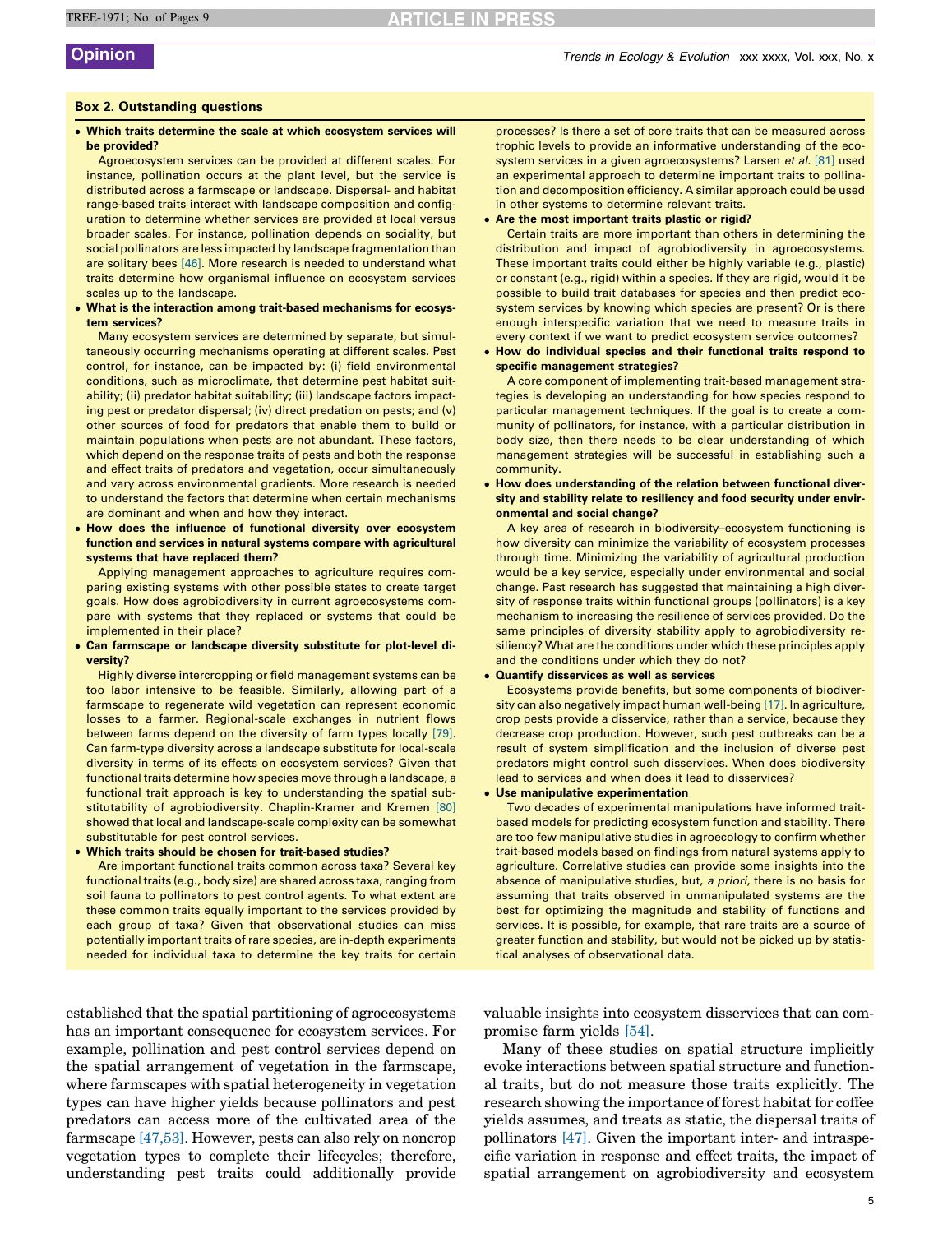### Box 2. Outstanding questions

- **Which traits determine the scale at which ecosystem services will be provided?**

  Agroecosystem services can be provided at different scales. For instance, pollination occurs at the plant level, but the service is distributed across a farmscape or landscape. Dispersal- and habitat range-based traits interact with landscape composition and configuration to determine whether services are provided at local versus broader scales. For instance, pollination depends on sociality, but social pollinators are less impacted by landscape fragmentation than are solitary bees [46]. More research is needed to understand what traits determine how organismal influence on ecosystem services scales up to the landscape.

- **What is the interaction among trait-based mechanisms for ecosystem services?**

  Many ecosystem services are determined by separate, but simultaneously occurring mechanisms operating at different scales. Pest control, for instance, can be impacted by: (i) field environmental conditions, such as microclimate, that determine pest habitat suitability; (ii) predator habitat suitability; (iii) landscape factors impacting pest or predator dispersal; (iv) direct predation on pests; and (v) other sources of food for predators that enable them to build or maintain populations when pests are not abundant. These factors, which depend on the response traits of pests and both the response and effect traits of predators and vegetation, occur simultaneously and vary across environmental gradients. More research is needed to understand the factors that determine when certain mechanisms are dominant and when and how they interact.

- **How does the influence of functional diversity over ecosystem function and services in natural systems compare with agricultural systems that have replaced them?**

  Applying management approaches to agriculture requires comparing existing systems with other possible states to create target goals. How does agrobiodiversity in current agroecosystems compare with systems that they replaced or systems that could be implemented in their place?

- **Can farmscape or landscape diversity substitute for plot-level diversity?**

  Highly diverse intercropping or field management systems can be too labor intensive to be feasible. Similarly, allowing part of a farmscape to regenerate wild vegetation can represent economic losses to a farmer. Regional-scale exchanges in nutrient flows between farms depend on the diversity of farm types locally [79]. Can farm-type diversity across a landscape substitute for local-scale diversity in terms of its effects on ecosystem services? Given that functional traits determine how species move through a landscape, a functional trait approach is key to understanding the spatial substitutability of agrobiodiversity. Chaplin-Kramer and Kremen [80] showed that local and landscape-scale complexity can be somewhat substitutable for pest control services.

- **Which traits should be chosen for trait-based studies?**

  Are important functional traits common across taxa? Several key functional traits (e.g., body size) are shared across taxa, ranging from soil fauna to pollinators to pest control agents. To what extent are these common traits equally important to the services provided by each group of taxa? Given that observational studies can miss potentially important traits of rare species, are in-depth experiments needed for individual taxa to determine the key traits for certain processes? Is there a set of core traits that can be measured across trophic levels to provide an informative understanding of the ecosystem services in a given agroecosystems? Larsen *et al.* [81] used an experimental approach to determine important traits to pollination and decomposition efficiency. A similar approach could be used in other systems to determine relevant traits.

- **Are the most important traits plastic or rigid?**

  Certain traits are more important than others in determining the distribution and impact of agrobiodiversity in agroecosystems. These important traits could either be highly variable (e.g., plastic) or constant (e.g., rigid) within a species. If they are rigid, would it be possible to build trait databases for species and then predict ecosystem services by knowing which species are present? Or is there enough interspecific variation that we need to measure traits in every context if we want to predict ecosystem service outcomes?

- **How do individual species and their functional traits respond to specific management strategies?**

  A core component of implementing trait-based management strategies is developing an understanding for how species respond to particular management techniques. If the goal is to create a community of pollinators, for instance, with a particular distribution in body size, then there needs to be clear understanding of which management strategies will be successful in establishing such a community.

- **How does understanding of the relation between functional diversity and stability relate to resiliency and food security under environmental and social change?**

  A key area of research in biodiversity–ecosystem functioning is how diversity can minimize the variability of ecosystem processes through time. Minimizing the variability of agricultural production would be a key service, especially under environmental and social change. Past research has suggested that maintaining a high diversity of response traits within functional groups (pollinators) is a key mechanism to increasing the resilience of services provided. Do the same principles of diversity stability apply to agrobiodiversity resiliency? What are the conditions under which these principles apply and the conditions under which they do not?

- **Quantify disservices as well as services**

  Ecosystems provide benefits, but some components of biodiversity can also negatively impact human well-being [17]. In agriculture, crop pests provide a disservice, rather than a service, because they decrease crop production. However, such pest outbreaks can be a result of system simplification and the inclusion of diverse pest predators might control such disservices. When does biodiversity lead to services and when does it lead to disservices?

- **Use manipulative experimentation**

  Two decades of experimental manipulations have informed trait-based models for predicting ecosystem function and stability. There are too few manipulative studies in agroecology to confirm whether trait-based models based on findings from natural systems apply to agriculture. Correlative studies can provide some insights into the absence of manipulative studies, but, *a priori*, there is no basis for assuming that traits observed in unmanipulated systems are the best for optimizing the magnitude and stability of functions and services. It is possible, for example, that rare traits are a source of greater function and stability, but would not be picked up by statistical analyses of observational data.

established that the spatial partitioning of agroecosystems has an important consequence for ecosystem services. For example, pollination and pest control services depend on the spatial arrangement of vegetation in the farmscape, where farmscapes with spatial heterogeneity in vegetation types can have higher yields because pollinators and pest predators can access more of the cultivated area of the farmscape [47,53]. However, pests can also rely on noncrop vegetation types to complete their lifecycles; therefore, understanding pest traits could additionally provide valuable insights into ecosystem disservices that can compromise farm yields [54].

Many of these studies on spatial structure implicitly evoke interactions between spatial structure and functional traits, but do not measure those traits explicitly. The research showing the importance of forest habitat for coffee yields assumes, and treats as static, the dispersal traits of pollinators [47]. Given the important inter- and intraspecific variation in response and effect traits, the impact of spatial arrangement on agrobiodiversity and ecosystem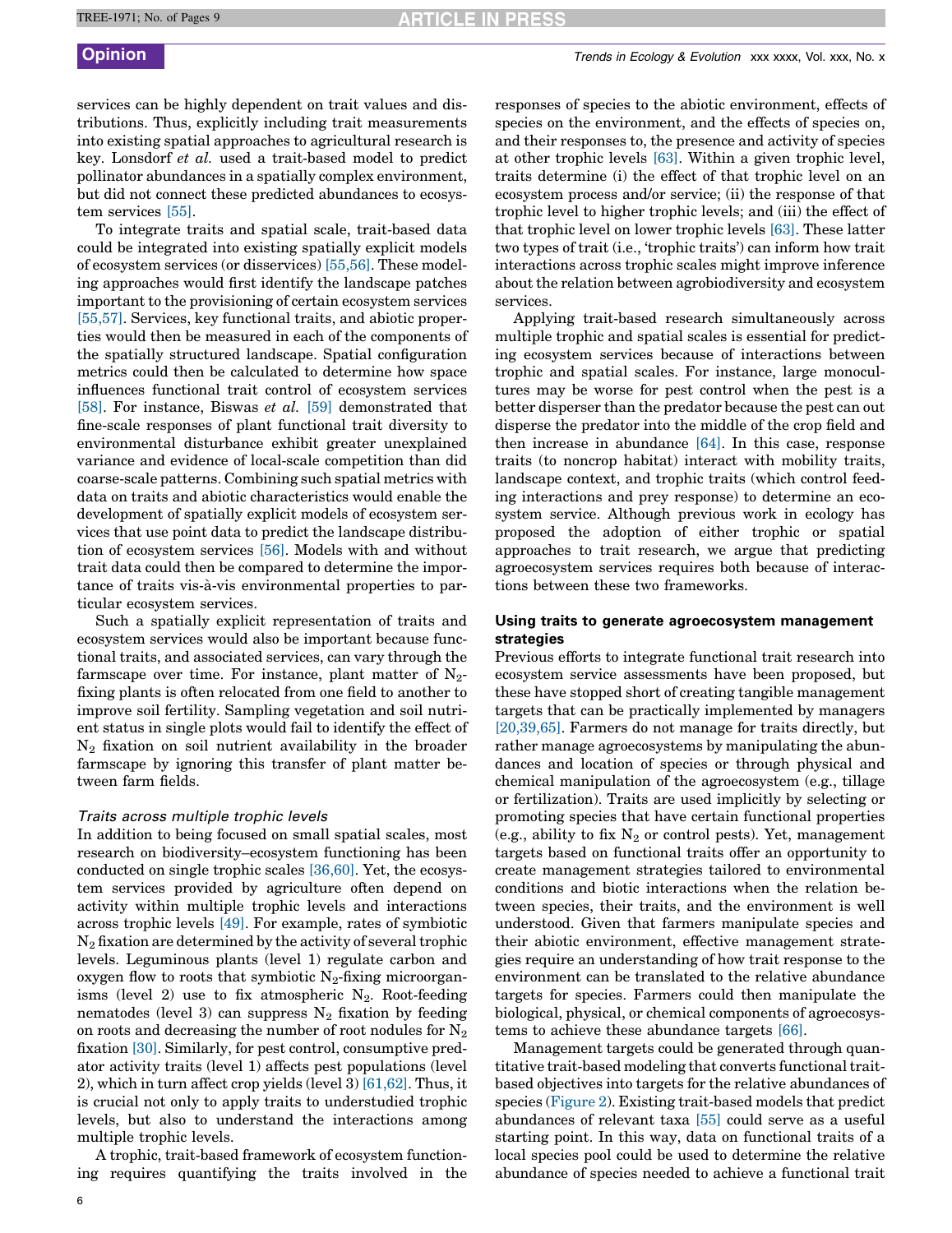services can be highly dependent on trait values and distributions. Thus, explicitly including trait measurements into existing spatial approaches to agricultural research is key. Lonsdorf *et al.* used a trait-based model to predict pollinator abundances in a spatially complex environment, but did not connect these predicted abundances to ecosystem services [55].

To integrate traits and spatial scale, trait-based data could be integrated into existing spatially explicit models of ecosystem services (or disservices) [55,56]. These modeling approaches would first identify the landscape patches important to the provisioning of certain ecosystem services [55,57]. Services, key functional traits, and abiotic properties would then be measured in each of the components of the spatially structured landscape. Spatial configuration metrics could then be calculated to determine how space influences functional trait control of ecosystem services [58]. For instance, Biswas *et al.* [59] demonstrated that fine-scale responses of plant functional trait diversity to environmental disturbance exhibit greater unexplained variance and evidence of local-scale competition than did coarse-scale patterns. Combining such spatial metrics with data on traits and abiotic characteristics would enable the development of spatially explicit models of ecosystem services that use point data to predict the landscape distribution of ecosystem services [56]. Models with and without trait data could then be compared to determine the importance of traits vis-à-vis environmental properties to particular ecosystem services.

Such a spatially explicit representation of traits and ecosystem services would also be important because functional traits, and associated services, can vary through the farmscape over time. For instance, plant matter of $N_2$-fixing plants is often relocated from one field to another to improve soil fertility. Sampling vegetation and soil nutrient status in single plots would fail to identify the effect of $N_2$ fixation on soil nutrient availability in the broader farmscape by ignoring this transfer of plant matter between farm fields.

### *Traits across multiple trophic levels*

In addition to being focused on small spatial scales, most research on biodiversity–ecosystem functioning has been conducted on single trophic scales [36,60]. Yet, the ecosystem services provided by agriculture often depend on activity within multiple trophic levels and interactions across trophic levels [49]. For example, rates of symbiotic $N_2$ fixation are determined by the activity of several trophic levels. Leguminous plants (level 1) regulate carbon and oxygen flow to roots that symbiotic $N_2$-fixing microorganisms (level 2) use to fix atmospheric $N_2$. Root-feeding nematodes (level 3) can suppress $N_2$ fixation by feeding on roots and decreasing the number of root nodules for $N_2$ fixation [30]. Similarly, for pest control, consumptive predator activity traits (level 1) affects pest populations (level 2), which in turn affect crop yields (level 3) [61,62]. Thus, it is crucial not only to apply traits to understudied trophic levels, but also to understand the interactions among multiple trophic levels.

A trophic, trait-based framework of ecosystem functioning requires quantifying the traits involved in the responses of species to the abiotic environment, effects of species on the environment, and the effects of species on, and their responses to, the presence and activity of species at other trophic levels [63]. Within a given trophic level, traits determine (i) the effect of that trophic level on an ecosystem process and/or service; (ii) the response of that trophic level to higher trophic levels; and (iii) the effect of that trophic level on lower trophic levels [63]. These latter two types of trait (i.e., 'trophic traits') can inform how trait interactions across trophic scales might improve inference about the relation between agrobiodiversity and ecosystem services.

Applying trait-based research simultaneously across multiple trophic and spatial scales is essential for predicting ecosystem services because of interactions between trophic and spatial scales. For instance, large monocultures may be worse for pest control when the pest is a better disperser than the predator because the pest can out disperse the predator into the middle of the crop field and then increase in abundance [64]. In this case, response traits (to noncrop habitat) interact with mobility traits, landscape context, and trophic traits (which control feeding interactions and prey response) to determine an ecosystem service. Although previous work in ecology has proposed the adoption of either trophic or spatial approaches to trait research, we argue that predicting agroecosystem services requires both because of interactions between these two frameworks.

## Using traits to generate agroecosystem management strategies

Previous efforts to integrate functional trait research into ecosystem service assessments have been proposed, but these have stopped short of creating tangible management targets that can be practically implemented by managers [20,39,65]. Farmers do not manage for traits directly, but rather manage agroecosystems by manipulating the abundances and location of species or through physical and chemical manipulation of the agroecosystem (e.g., tillage or fertilization). Traits are used implicitly by selecting or promoting species that have certain functional properties (e.g., ability to fix $N_2$ or control pests). Yet, management targets based on functional traits offer an opportunity to create management strategies tailored to environmental conditions and biotic interactions when the relation between species, their traits, and the environment is well understood. Given that farmers manipulate species and their abiotic environment, effective management strategies require an understanding of how trait response to the environment can be translated to the relative abundance targets for species. Farmers could then manipulate the biological, physical, or chemical components of agroecosystems to achieve these abundance targets [66].

Management targets could be generated through quantitative trait-based modeling that converts functional trait-based objectives into targets for the relative abundances of species (Figure 2). Existing trait-based models that predict abundances of relevant taxa [55] could serve as a useful starting point. In this way, data on functional traits of a local species pool could be used to determine the relative abundance of species needed to achieve a functional trait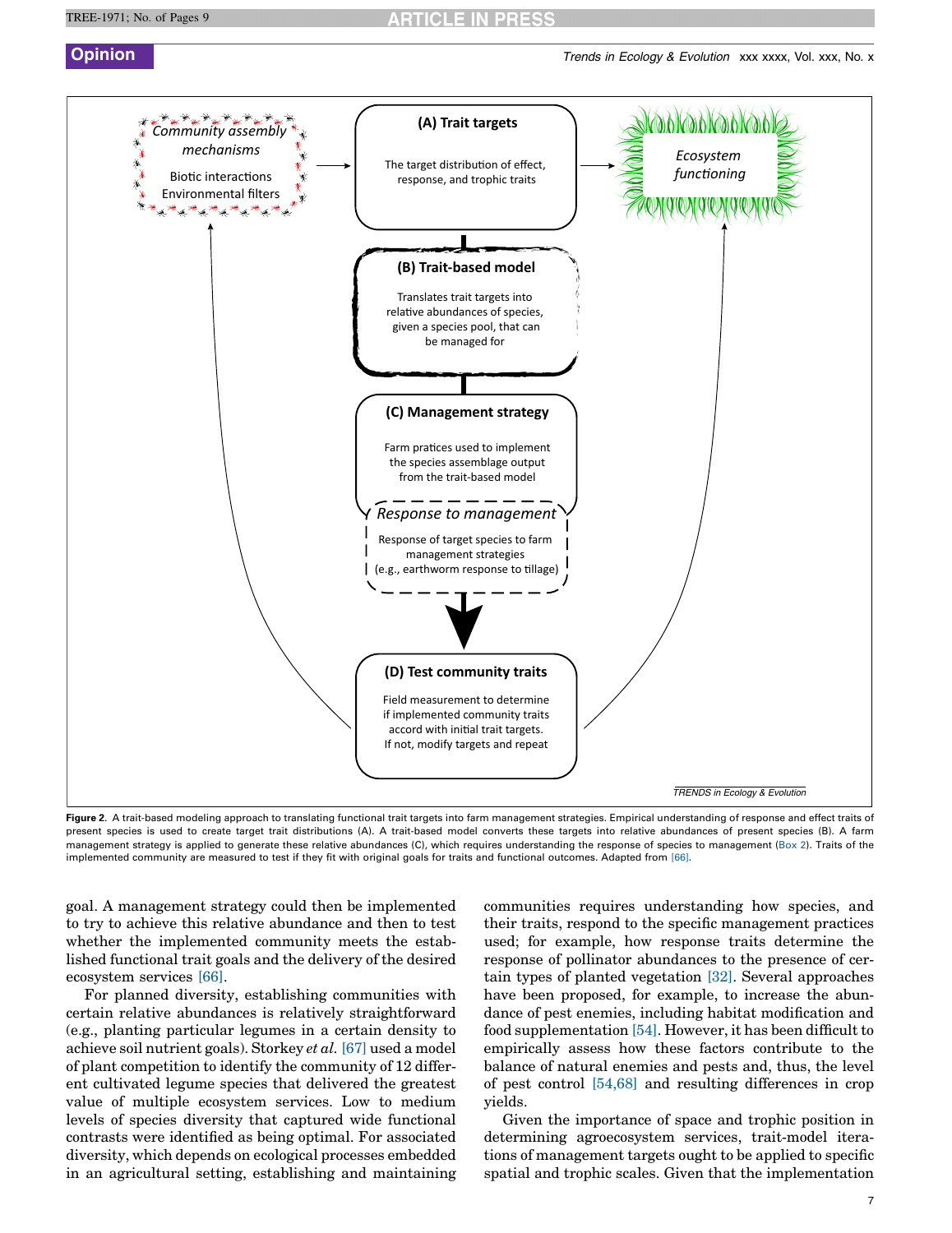**Figure 2.** A trait-based modeling approach to translating functional trait targets into farm management strategies. Empirical understanding of response and effect traits of present species is used to create target trait distributions (A). A trait-based model converts these targets into relative abundances of present species (B). A farm management strategy is applied to generate these relative abundances (C), which requires understanding the response of species to management (Box 2). Traits of the implemented community are measured to test if they fit with original goals for traits and functional outcomes. Adapted from [66].

goal. A management strategy could then be implemented to try to achieve this relative abundance and then to test whether the implemented community meets the established functional trait goals and the delivery of the desired ecosystem services [66].

For planned diversity, establishing communities with certain relative abundances is relatively straightforward (e.g., planting particular legumes in a certain density to achieve soil nutrient goals). Storkey *et al.* [67] used a model of plant competition to identify the community of 12 different cultivated legume species that delivered the greatest value of multiple ecosystem services. Low to medium levels of species diversity that captured wide functional contrasts were identified as being optimal. For associated diversity, which depends on ecological processes embedded in an agricultural setting, establishing and maintaining communities requires understanding how species, and their traits, respond to the specific management practices used; for example, how response traits determine the response of pollinator abundances to the presence of certain types of planted vegetation [32]. Several approaches have been proposed, for example, to increase the abundance of pest enemies, including habitat modification and food supplementation [54]. However, it has been difficult to empirically assess how these factors contribute to the balance of natural enemies and pests and, thus, the level of pest control [54,68] and resulting differences in crop yields.

Given the importance of space and trophic position in determining agroecosystem services, trait-model iterations of management targets ought to be applied to specific spatial and trophic scales. Given that the implementation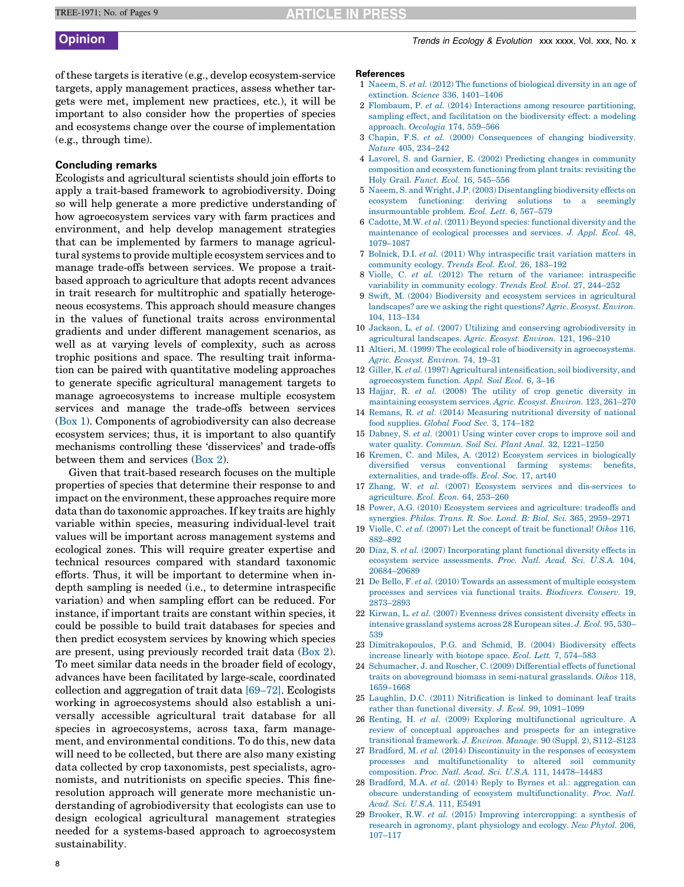of these targets is iterative (e.g., develop ecosystem-service targets, apply management practices, assess whether targets were met, implement new practices, etc.), it will be important to also consider how the properties of species and ecosystems change over the course of implementation (e.g., through time).

## Concluding remarks

Ecologists and agricultural scientists should join efforts to apply a trait-based framework to agrobiodiversity. Doing so will help generate a more predictive understanding of how agroecosystem services vary with farm practices and environment, and help develop management strategies that can be implemented by farmers to manage agricultural systems to provide multiple ecosystem services and to manage trade-offs between services. We propose a trait-based approach to agriculture that adopts recent advances in trait research for multitrophic and spatially heterogeneous ecosystems. This approach should measure changes in the values of functional traits across environmental gradients and under different management scenarios, as well as at varying levels of complexity, such as across trophic positions and space. The resulting trait information can be paired with quantitative modeling approaches to generate specific agricultural management targets to manage agroecosystems to increase multiple ecosystem services and manage the trade-offs between services (Box 1). Components of agrobiodiversity can also decrease ecosystem services; thus, it is important to also quantify mechanisms controlling these 'disservices' and trade-offs between them and services (Box 2).

Given that trait-based research focuses on the multiple properties of species that determine their response to and impact on the environment, these approaches require more data than do taxonomic approaches. If key traits are highly variable within species, measuring individual-level trait values will be important across management systems and ecological zones. This will require greater expertise and technical resources compared with standard taxonomic efforts. Thus, it will be important to determine when in-depth sampling is needed (i.e., to determine intraspecific variation) and when sampling effort can be reduced. For instance, if important traits are constant within species, it could be possible to build trait databases for species and then predict ecosystem services by knowing which species are present, using previously recorded trait data (Box 2). To meet similar data needs in the broader field of ecology, advances have been facilitated by large-scale, coordinated collection and aggregation of trait data [69–72]. Ecologists working in agroecosystems should also establish a universally accessible agricultural trait database for all species in agroecosystems, across taxa, farm management, and environmental conditions. To do this, new data will need to be collected, but there are also many existing data collected by crop taxonomists, pest specialists, agronomists, and nutritionists on specific species. This fine-resolution approach will generate more mechanistic understanding of agrobiodiversity that ecologists can use to design ecological agricultural management strategies needed for a systems-based approach to agroecosystem sustainability.

## References

1 Naeem, S. *et al.* (2012) The functions of biological diversity in an age of extinction. *Science* 336, 1401–1406
2 Flombaum, P. *et al.* (2014) Interactions among resource partitioning, sampling effect, and facilitation on the biodiversity effect: a modeling approach. *Oecologia* 174, 559–566
3 Chapin, F.S. *et al.* (2000) Consequences of changing biodiversity. *Nature* 405, 234–242
4 Lavorel, S. and Garnier, E. (2002) Predicting changes in community composition and ecosystem functioning from plant traits: revisiting the Holy Grail. *Funct. Ecol.* 16, 545–556
5 Naeem, S. and Wright, J.P. (2003) Disentangling biodiversity effects on ecosystem functioning: deriving solutions to a seemingly insurmountable problem. *Ecol. Lett.* 6, 567–579
6 Cadotte, M.W. *et al.* (2011) Beyond species: functional diversity and the maintenance of ecological processes and services. *J. Appl. Ecol.* 48, 1079–1087
7 Bolnick, D.I. *et al.* (2011) Why intraspecific trait variation matters in community ecology. *Trends Ecol. Evol.* 26, 183–192
8 Violle, C. *et al.* (2012) The return of the variance: intraspecific variability in community ecology. *Trends Ecol. Evol.* 27, 244–252
9 Swift, M. (2004) Biodiversity and ecosystem services in agricultural landscapes? are we asking the right questions? *Agric. Ecosyst. Environ.* 104, 113–134
10 Jackson, L. *et al.* (2007) Utilizing and conserving agrobiodiversity in agricultural landscapes. *Agric. Ecosyst. Environ.* 121, 196–210
11 Altieri, M. (1999) The ecological role of biodiversity in agroecosystems. *Agric. Ecosyst. Environ.* 74, 19–31
12 Giller, K. *et al.* (1997) Agricultural intensification, soil biodiversity, and agroecosystem function. *Appl. Soil Ecol.* 6, 3–16
13 Hajjar, R. *et al.* (2008) The utility of crop genetic diversity in maintaining ecosystem services. *Agric. Ecosyst. Environ.* 123, 261–270
14 Remans, R. *et al.* (2014) Measuring nutritional diversity of national food supplies. *Global Food Sec.* 3, 174–182
15 Dabney, S. *et al.* (2001) Using winter cover crops to improve soil and water quality. *Commun. Soil Sci. Plant Anal.* 32, 1221–1250
16 Kremen, C. and Miles, A. (2012) Ecosystem services in biologically diversified versus conventional farming systems: benefits, externalities, and trade-offs. *Ecol. Soc.* 17, art40
17 Zhang, W. *et al.* (2007) Ecosystem services and dis-services to agriculture. *Ecol. Econ.* 64, 253–260
18 Power, A.G. (2010) Ecosystem services and agriculture: tradeoffs and synergies. *Philos. Trans. R. Soc. Lond. B: Biol. Sci.* 365, 2959–2971
19 Violle, C. *et al.* (2007) Let the concept of trait be functional! *Oikos* 116, 882–892
20 Díaz, S. *et al.* (2007) Incorporating plant functional diversity effects in ecosystem service assessments. *Proc. Natl. Acad. Sci. U.S.A.* 104, 20684–20689
21 De Bello, F. *et al.* (2010) Towards an assessment of multiple ecosystem processes and services via functional traits. *Biodivers. Conserv.* 19, 2873–2893
22 Kirwan, L. *et al.* (2007) Evenness drives consistent diversity effects in intensive grassland systems across 28 European sites. *J. Ecol.* 95, 530–539
23 Dimitrakopoulos, P.G. and Schmid, B. (2004) Biodiversity effects increase linearly with biotope space. *Ecol. Lett.* 7, 574–583
24 Schumacher, J. and Roscher, C. (2009) Differential effects of functional traits on aboveground biomass in semi-natural grasslands. *Oikos* 118, 1659–1668
25 Laughlin, D.C. (2011) Nitrification is linked to dominant leaf traits rather than functional diversity. *J. Ecol.* 99, 1091–1099
26 Renting, H. *et al.* (2009) Exploring multifunctional agriculture. A review of conceptual approaches and prospects for an integrative transitional framework. *J. Environ. Manage.* 90 (Suppl. 2), S112–S123
27 Bradford, M. *et al.* (2014) Discontinuity in the responses of ecosystem processes and multifunctionality to altered soil community composition. *Proc. Natl. Acad. Sci. U.S.A.* 111, 14478–14483
28 Bradford, M.A. *et al.* (2014) Reply to Byrnes et al.: aggregation can obscure understanding of ecosystem multifunctionality. *Proc. Natl. Acad. Sci. U.S.A.* 111, E5491
29 Brooker, R.W. *et al.* (2015) Improving intercropping: a synthesis of research in agronomy, plant physiology and ecology. *New Phytol.* 206, 107–117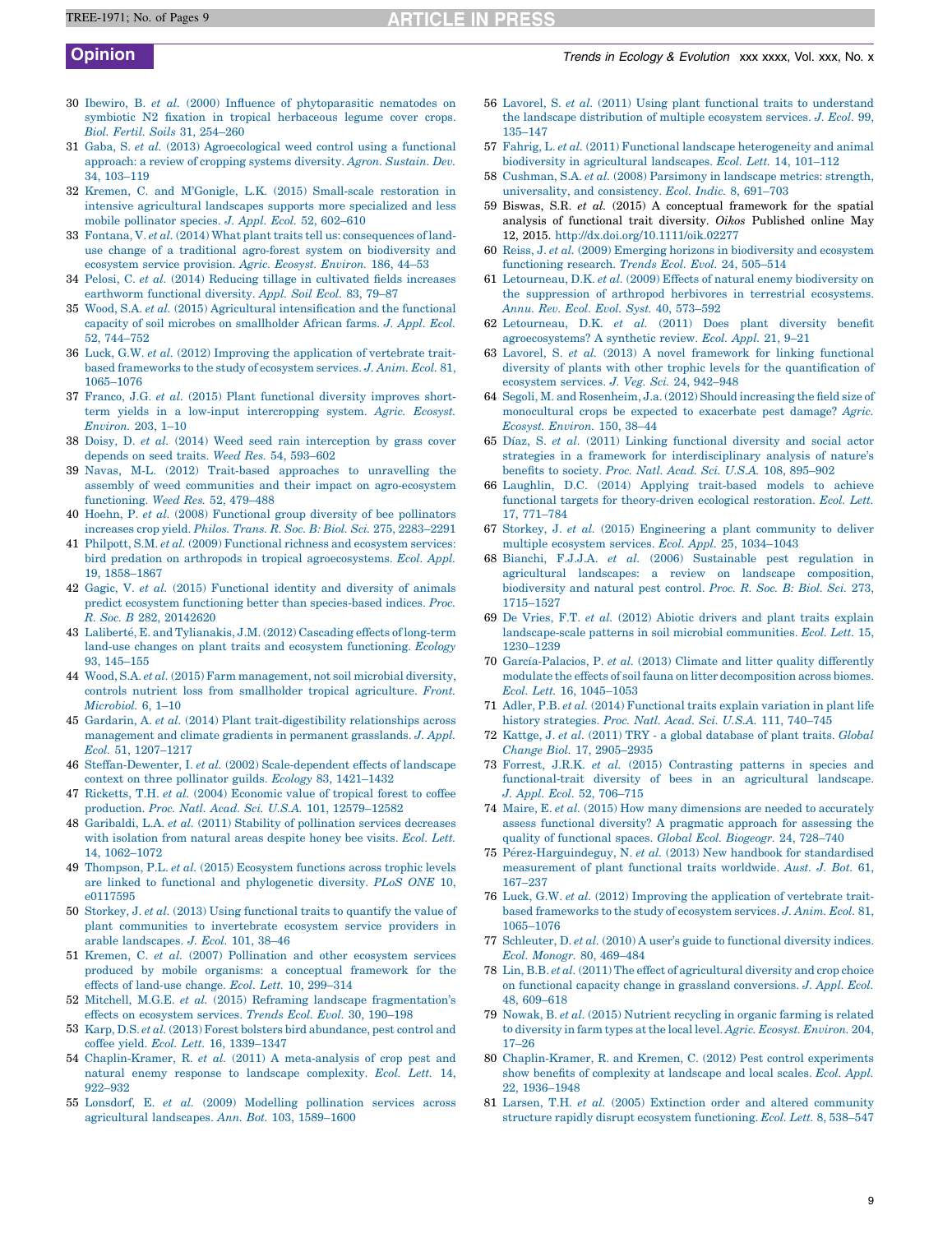30 Ibewiro, B. *et al.* (2000) Influence of phytoparasitic nematodes on symbiotic N2 fixation in tropical herbaceous legume cover crops. *Biol. Fertil. Soils* 31, 254–260

31 Gaba, S. *et al.* (2013) Agroecological weed control using a functional approach: a review of cropping systems diversity. *Agron. Sustain. Dev.* 34, 103–119

32 Kremen, C. and M'Gonigle, L.K. (2015) Small-scale restoration in intensive agricultural landscapes supports more specialized and less mobile pollinator species. *J. Appl. Ecol.* 52, 602–610

33 Fontana, V. *et al.* (2014) What plant traits tell us: consequences of land-use change of a traditional agro-forest system on biodiversity and ecosystem service provision. *Agric. Ecosyst. Environ.* 186, 44–53

34 Pelosi, C. *et al.* (2014) Reducing tillage in cultivated fields increases earthworm functional diversity. *Appl. Soil Ecol.* 83, 79–87

35 Wood, S.A. *et al.* (2015) Agricultural intensification and the functional capacity of soil microbes on smallholder African farms. *J. Appl. Ecol.* 52, 744–752

36 Luck, G.W. *et al.* (2012) Improving the application of vertebrate trait-based frameworks to the study of ecosystem services. *J. Anim. Ecol.* 81, 1065–1076

37 Franco, J.G. *et al.* (2015) Plant functional diversity improves short-term yields in a low-input intercropping system. *Agric. Ecosyst. Environ.* 203, 1–10

38 Doisy, D. *et al.* (2014) Weed seed rain interception by grass cover depends on seed traits. *Weed Res.* 54, 593–602

39 Navas, M-L. (2012) Trait-based approaches to unravelling the assembly of weed communities and their impact on agro-ecosystem functioning. *Weed Res.* 52, 479–488

40 Hoehn, P. *et al.* (2008) Functional group diversity of bee pollinators increases crop yield. *Philos. Trans. R. Soc. B: Biol. Sci.* 275, 2283–2291

41 Philpott, S.M. *et al.* (2009) Functional richness and ecosystem services: bird predation on arthropods in tropical agroecosystems. *Ecol. Appl.* 19, 1858–1867

42 Gagic, V. *et al.* (2015) Functional identity and diversity of animals predict ecosystem functioning better than species-based indices. *Proc. R. Soc. B* 282, 20142620

43 Laliberté, E. and Tylianakis, J.M. (2012) Cascading effects of long-term land-use changes on plant traits and ecosystem functioning. *Ecology* 93, 145–155

44 Wood, S.A. *et al.* (2015) Farm management, not soil microbial diversity, controls nutrient loss from smallholder tropical agriculture. *Front. Microbiol.* 6, 1–10

45 Gardarin, A. *et al.* (2014) Plant trait-digestibility relationships across management and climate gradients in permanent grasslands. *J. Appl. Ecol.* 51, 1207–1217

46 Steffan-Dewenter, I. *et al.* (2002) Scale-dependent effects of landscape context on three pollinator guilds. *Ecology* 83, 1421–1432

47 Ricketts, T.H. *et al.* (2004) Economic value of tropical forest to coffee production. *Proc. Natl. Acad. Sci. U.S.A.* 101, 12579–12582

48 Garibaldi, L.A. *et al.* (2011) Stability of pollination services decreases with isolation from natural areas despite honey bee visits. *Ecol. Lett.* 14, 1062–1072

49 Thompson, P.L. *et al.* (2015) Ecosystem functions across trophic levels are linked to functional and phylogenetic diversity. *PLoS ONE* 10, e0117595

50 Storkey, J. *et al.* (2013) Using functional traits to quantify the value of plant communities to invertebrate ecosystem service providers in arable landscapes. *J. Ecol.* 101, 38–46

51 Kremen, C. *et al.* (2007) Pollination and other ecosystem services produced by mobile organisms: a conceptual framework for the effects of land-use change. *Ecol. Lett.* 10, 299–314

52 Mitchell, M.G.E. *et al.* (2015) Reframing landscape fragmentation's effects on ecosystem services. *Trends Ecol. Evol.* 30, 190–198

53 Karp, D.S. *et al.* (2013) Forest bolsters bird abundance, pest control and coffee yield. *Ecol. Lett.* 16, 1339–1347

54 Chaplin-Kramer, R. *et al.* (2011) A meta-analysis of crop pest and natural enemy response to landscape complexity. *Ecol. Lett.* 14, 922–932

55 Lonsdorf, E. *et al.* (2009) Modelling pollination services across agricultural landscapes. *Ann. Bot.* 103, 1589–1600

56 Lavorel, S. *et al.* (2011) Using plant functional traits to understand the landscape distribution of multiple ecosystem services. *J. Ecol.* 99, 135–147

57 Fahrig, L. *et al.* (2011) Functional landscape heterogeneity and animal biodiversity in agricultural landscapes. *Ecol. Lett.* 14, 101–112

58 Cushman, S.A. *et al.* (2008) Parsimony in landscape metrics: strength, universality, and consistency. *Ecol. Indic.* 8, 691–703

59 Biswas, S.R. *et al.* (2015) A conceptual framework for the spatial analysis of functional trait diversity. *Oikos* Published online May 12, 2015. http://dx.doi.org/10.1111/oik.02277

60 Reiss, J. *et al.* (2009) Emerging horizons in biodiversity and ecosystem functioning research. *Trends Ecol. Evol.* 24, 505–514

61 Letourneau, D.K. *et al.* (2009) Effects of natural enemy biodiversity on the suppression of arthropod herbivores in terrestrial ecosystems. *Annu. Rev. Ecol. Evol. Syst.* 40, 573–592

62 Letourneau, D.K. *et al.* (2011) Does plant diversity benefit agroecosystems? A synthetic review. *Ecol. Appl.* 21, 9–21

63 Lavorel, S. *et al.* (2013) A novel framework for linking functional diversity of plants with other trophic levels for the quantification of ecosystem services. *J. Veg. Sci.* 24, 942–948

64 Segoli, M. and Rosenheim, J.A. (2012) Should increasing the field size of monocultural crops be expected to exacerbate pest damage? *Agric. Ecosyst. Environ.* 150, 38–44

65 Díaz, S. *et al.* (2011) Linking functional diversity and social actor strategies in a framework for interdisciplinary analysis of nature's benefits to society. *Proc. Natl. Acad. Sci. U.S.A.* 108, 895–902

66 Laughlin, D.C. (2014) Applying trait-based models to achieve functional targets for theory-driven ecological restoration. *Ecol. Lett.* 17, 771–784

67 Storkey, J. *et al.* (2015) Engineering a plant community to deliver multiple ecosystem services. *Ecol. Appl.* 25, 1034–1043

68 Bianchi, F.J.J.A. *et al.* (2006) Sustainable pest regulation in agricultural landscapes: a review on landscape composition, biodiversity and natural pest control. *Proc. R. Soc. B: Biol. Sci.* 273, 1715–1527

69 De Vries, F.T. *et al.* (2012) Abiotic drivers and plant traits explain landscape-scale patterns in soil microbial communities. *Ecol. Lett.* 15, 1230–1239

70 García-Palacios, P. *et al.* (2013) Climate and litter quality differently modulate the effects of soil fauna on litter decomposition across biomes. *Ecol. Lett.* 16, 1045–1053

71 Adler, P.B. *et al.* (2014) Functional traits explain variation in plant life history strategies. *Proc. Natl. Acad. Sci. U.S.A.* 111, 740–745

72 Kattge, J. *et al.* (2011) TRY - a global database of plant traits. *Global Change Biol.* 17, 2905–2935

73 Forrest, J.R.K. *et al.* (2015) Contrasting patterns in species and functional-trait diversity of bees in an agricultural landscape. *J. Appl. Ecol.* 52, 706–715

74 Maire, E. *et al.* (2015) How many dimensions are needed to accurately assess functional diversity? A pragmatic approach for assessing the quality of functional spaces. *Global Ecol. Biogeogr.* 24, 728–740

75 Pérez-Harguindeguy, N. *et al.* (2013) New handbook for standardised measurement of plant functional traits worldwide. *Aust. J. Bot.* 61, 167–237

76 Luck, G.W. *et al.* (2012) Improving the application of vertebrate trait-based frameworks to the study of ecosystem services. *J. Anim. Ecol.* 81, 1065–1076

77 Schleuter, D. *et al.* (2010) A user's guide to functional diversity indices. *Ecol. Monogr.* 80, 469–484

78 Lin, B.B. *et al.* (2011) The effect of agricultural diversity and crop choice on functional capacity change in grassland conversions. *J. Appl. Ecol.* 48, 609–618

79 Nowak, B. *et al.* (2015) Nutrient recycling in organic farming is related to diversity in farm types at the local level. *Agric. Ecosyst. Environ.* 204, 17–26

80 Chaplin-Kramer, R. and Kremen, C. (2012) Pest control experiments show benefits of complexity at landscape and local scales. *Ecol. Appl.* 22, 1936–1948

81 Larsen, T.H. *et al.* (2005) Extinction order and altered community structure rapidly disrupt ecosystem functioning. *Ecol. Lett.* 8, 538–547